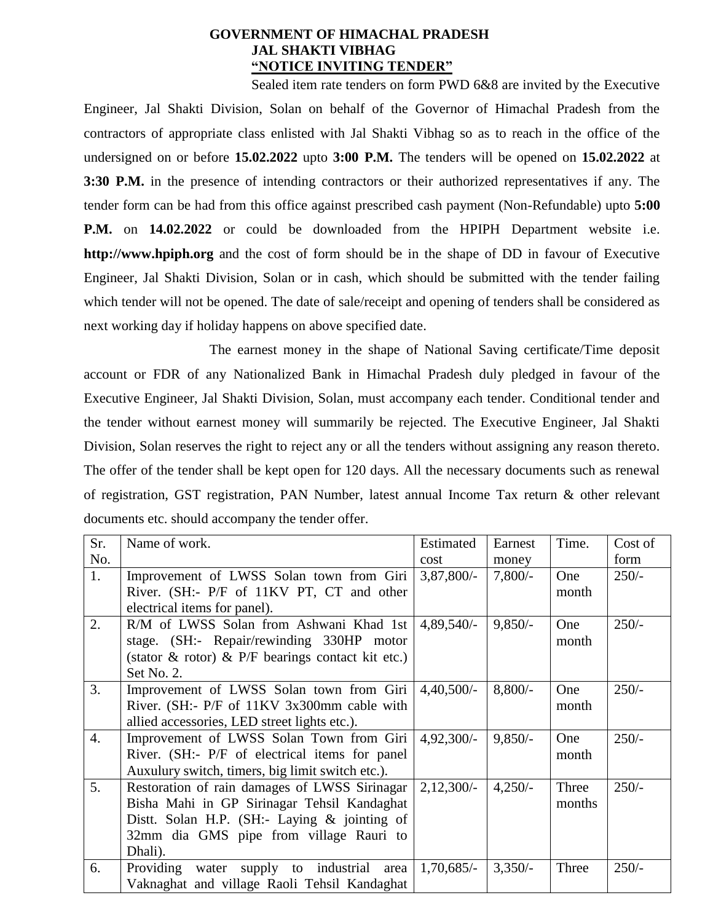# GOVERNMENT OF HIMACHAL PRADESH
## JAL SHAKTI VIBHAG
## "NOTICE INVITING TENDER"

Sealed item rate tenders on form PWD 6&8 are invited by the Executive Engineer, Jal Shakti Division, Solan on behalf of the Governor of Himachal Pradesh from the contractors of appropriate class enlisted with Jal Shakti Vibhag so as to reach in the office of the undersigned on or before **15.02.2022** upto **3:00 P.M.** The tenders will be opened on **15.02.2022** at **3:30 P.M.** in the presence of intending contractors or their authorized representatives if any. The tender form can be had from this office against prescribed cash payment (Non-Refundable) upto **5:00 P.M.** on **14.02.2022** or could be downloaded from the HPIPH Department website i.e. **http://www.hpiph.org** and the cost of form should be in the shape of DD in favour of Executive Engineer, Jal Shakti Division, Solan or in cash, which should be submitted with the tender failing which tender will not be opened. The date of sale/receipt and opening of tenders shall be considered as next working day if holiday happens on above specified date.

The earnest money in the shape of National Saving certificate/Time deposit account or FDR of any Nationalized Bank in Himachal Pradesh duly pledged in favour of the Executive Engineer, Jal Shakti Division, Solan, must accompany each tender. Conditional tender and the tender without earnest money will summarily be rejected. The Executive Engineer, Jal Shakti Division, Solan reserves the right to reject any or all the tenders without assigning any reason thereto. The offer of the tender shall be kept open for 120 days. All the necessary documents such as renewal of registration, GST registration, PAN Number, latest annual Income Tax return & other relevant documents etc. should accompany the tender offer.

| Sr. No. | Name of work. | Estimated cost | Earnest money | Time. | Cost of form |
|---|---|---|---|---|---|
| 1. | Improvement of LWSS Solan town from Giri River. (SH:- P/F of 11KV PT, CT and other electrical items for panel). | 3,87,800/- | 7,800/- | One month | 250/- |
| 2. | R/M of LWSS Solan from Ashwani Khad 1st stage. (SH:- Repair/rewinding 330HP motor (stator & rotor) & P/F bearings contact kit etc.) Set No. 2. | 4,89,540/- | 9,850/- | One month | 250/- |
| 3. | Improvement of LWSS Solan town from Giri River. (SH:- P/F of 11KV 3x300mm cable with allied accessories, LED street lights etc.). | 4,40,500/- | 8,800/- | One month | 250/- |
| 4. | Improvement of LWSS Solan Town from Giri River. (SH:- P/F of electrical items for panel Auxulury switch, timers, big limit switch etc.). | 4,92,300/- | 9,850/- | One month | 250/- |
| 5. | Restoration of rain damages of LWSS Sirinagar Bisha Mahi in GP Sirinagar Tehsil Kandaghat Distt. Solan H.P. (SH:- Laying & jointing of 32mm dia GMS pipe from village Rauri to Dhali). | 2,12,300/- | 4,250/- | Three months | 250/- |
| 6. | Providing water supply to industrial area Vaknaghat and village Raoli Tehsil Kandaghat | 1,70,685/- | 3,350/- | Three | 250/- |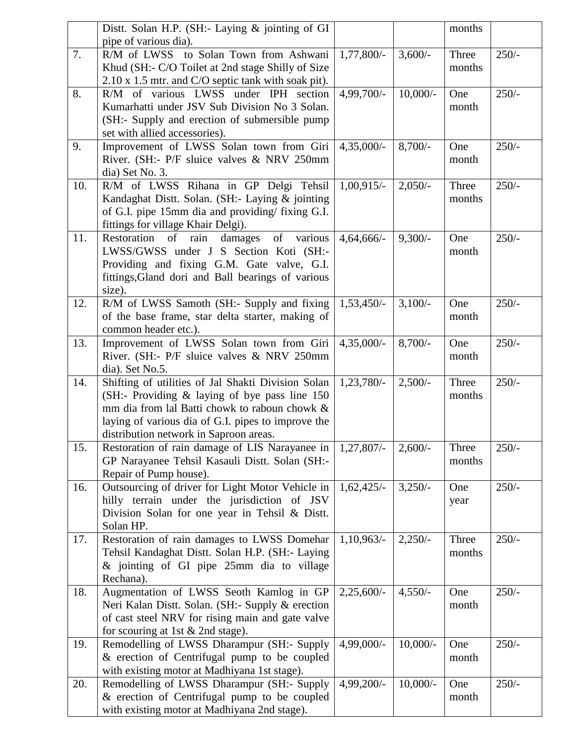|  | Distt. Solan H.P. (SH:- Laying & jointing of GI pipe of various dia). |  |  | months |  |
|---|---|---|---|---|---|
| 7. | R/M of LWSS to Solan Town from Ashwani Khud (SH:- C/O Toilet at 2nd stage Shilly of Size 2.10 x 1.5 mtr. and C/O septic tank with soak pit). | 1,77,800/- | 3,600/- | Three months | 250/- |
| 8. | R/M of various LWSS under IPH section Kumarhatti under JSV Sub Division No 3 Solan. (SH:- Supply and erection of submersible pump set with allied accessories). | 4,99,700/- | 10,000/- | One month | 250/- |
| 9. | Improvement of LWSS Solan town from Giri River. (SH:- P/F sluice valves & NRV 250mm dia) Set No. 3. | 4,35,000/- | 8,700/- | One month | 250/- |
| 10. | R/M of LWSS Rihana in GP Delgi Tehsil Kandaghat Distt. Solan. (SH:- Laying & jointing of G.I. pipe 15mm dia and providing/ fixing G.I. fittings for village Khair Delgi). | 1,00,915/- | 2,050/- | Three months | 250/- |
| 11. | Restoration of rain damages of various LWSS/GWSS under J S Section Koti (SH:- Providing and fixing G.M. Gate valve, G.I. fittings,Gland dori and Ball bearings of various size). | 4,64,666/- | 9,300/- | One month | 250/- |
| 12. | R/M of LWSS Samoth (SH:- Supply and fixing of the base frame, star delta starter, making of common header etc.). | 1,53,450/- | 3,100/- | One month | 250/- |
| 13. | Improvement of LWSS Solan town from Giri River. (SH:- P/F sluice valves & NRV 250mm dia). Set No.5. | 4,35,000/- | 8,700/- | One month | 250/- |
| 14. | Shifting of utilities of Jal Shakti Division Solan (SH:- Providing & laying of bye pass line 150 mm dia from lal Batti chowk to raboun chowk & laying of various dia of G.I. pipes to improve the distribution network in Saproon areas. | 1,23,780/- | 2,500/- | Three months | 250/- |
| 15. | Restoration of rain damage of LIS Narayanee in GP Narayanee Tehsil Kasauli Distt. Solan (SH:- Repair of Pump house). | 1,27,807/- | 2,600/- | Three months | 250/- |
| 16. | Outsourcing of driver for Light Motor Vehicle in hilly terrain under the jurisdiction of JSV Division Solan for one year in Tehsil & Distt. Solan HP. | 1,62,425/- | 3,250/- | One year | 250/- |
| 17. | Restoration of rain damages to LWSS Domehar Tehsil Kandaghat Distt. Solan H.P. (SH:- Laying & jointing of GI pipe 25mm dia to village Rechana). | 1,10,963/- | 2,250/- | Three months | 250/- |
| 18. | Augmentation of LWSS Seoth Kamlog in GP Neri Kalan Distt. Solan. (SH:- Supply & erection of cast steel NRV for rising main and gate valve for scouring at 1st & 2nd stage). | 2,25,600/- | 4,550/- | One month | 250/- |
| 19. | Remodelling of LWSS Dharampur (SH:- Supply & erection of Centrifugal pump to be coupled with existing motor at Madhiyana 1st stage). | 4,99,000/- | 10,000/- | One month | 250/- |
| 20. | Remodelling of LWSS Dharampur (SH:- Supply & erection of Centrifugal pump to be coupled with existing motor at Madhiyana 2nd stage). | 4,99,200/- | 10,000/- | One month | 250/- |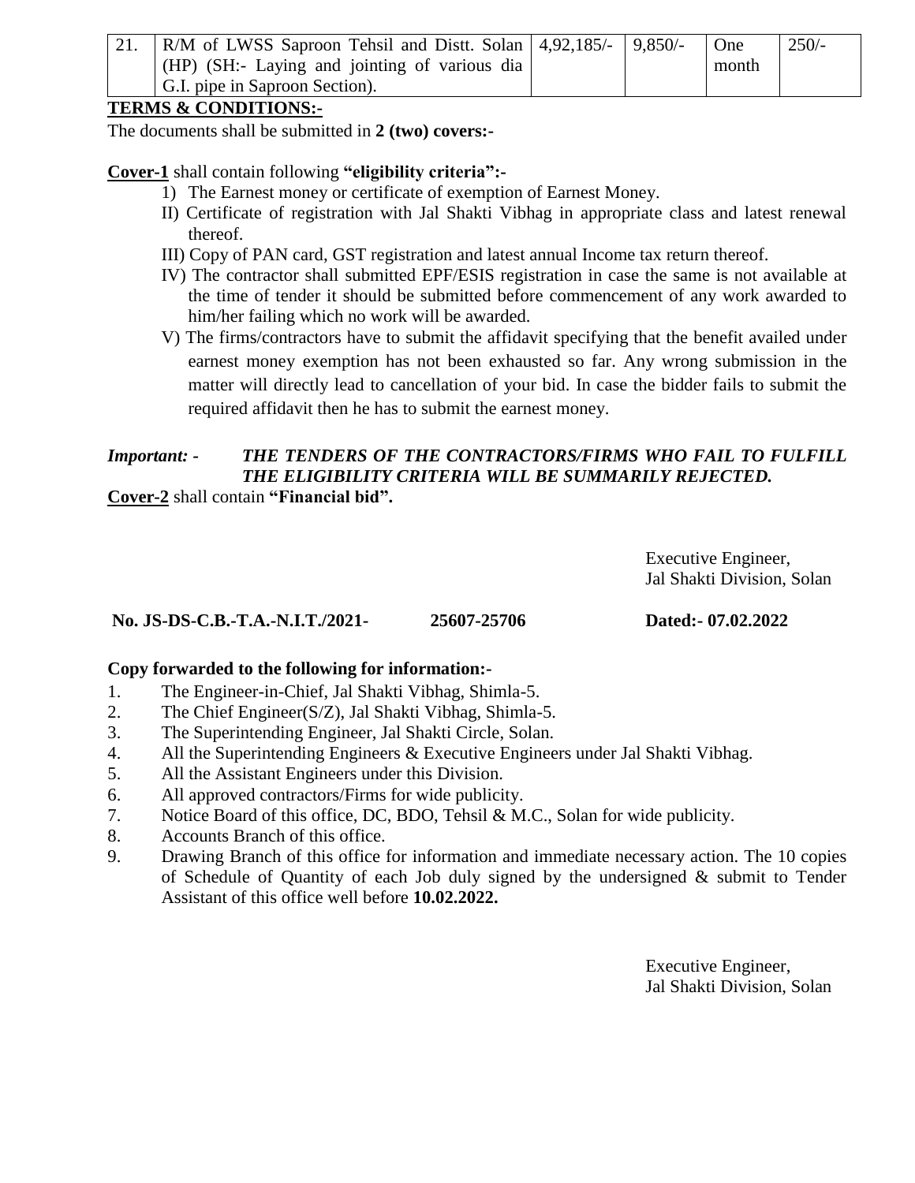| | | | | | |
|---|---|---|---|---|---|
| 21. | R/M of LWSS Saproon Tehsil and Distt. Solan (HP) (SH:- Laying and jointing of various dia G.I. pipe in Saproon Section). | 4,92,185/- | 9,850/- | One month | 250/- |

**TERMS & CONDITIONS:-**

The documents shall be submitted in **2 (two) covers:-**

**Cover-1** shall contain following **"eligibility criteria":-**

1) The Earnest money or certificate of exemption of Earnest Money.
II) Certificate of registration with Jal Shakti Vibhag in appropriate class and latest renewal thereof.
III) Copy of PAN card, GST registration and latest annual Income tax return thereof.
IV) The contractor shall submitted EPF/ESIS registration in case the same is not available at the time of tender it should be submitted before commencement of any work awarded to him/her failing which no work will be awarded.
V) The firms/contractors have to submit the affidavit specifying that the benefit availed under earnest money exemption has not been exhausted so far. Any wrong submission in the matter will directly lead to cancellation of your bid. In case the bidder fails to submit the required affidavit then he has to submit the earnest money.

***Important: - THE TENDERS OF THE CONTRACTORS/FIRMS WHO FAIL TO FULFILL THE ELIGIBILITY CRITERIA WILL BE SUMMARILY REJECTED.***

**Cover-2** shall contain **"Financial bid".**

Executive Engineer,
Jal Shakti Division, Solan

**No. JS-DS-C.B.-T.A.-N.I.T./2021- 25607-25706 Dated:- 07.02.2022**

**Copy forwarded to the following for information:-**

1. The Engineer-in-Chief, Jal Shakti Vibhag, Shimla-5.
2. The Chief Engineer(S/Z), Jal Shakti Vibhag, Shimla-5.
3. The Superintending Engineer, Jal Shakti Circle, Solan.
4. All the Superintending Engineers & Executive Engineers under Jal Shakti Vibhag.
5. All the Assistant Engineers under this Division.
6. All approved contractors/Firms for wide publicity.
7. Notice Board of this office, DC, BDO, Tehsil & M.C., Solan for wide publicity.
8. Accounts Branch of this office.
9. Drawing Branch of this office for information and immediate necessary action. The 10 copies of Schedule of Quantity of each Job duly signed by the undersigned & submit to Tender Assistant of this office well before **10.02.2022.**

Executive Engineer,
Jal Shakti Division, Solan